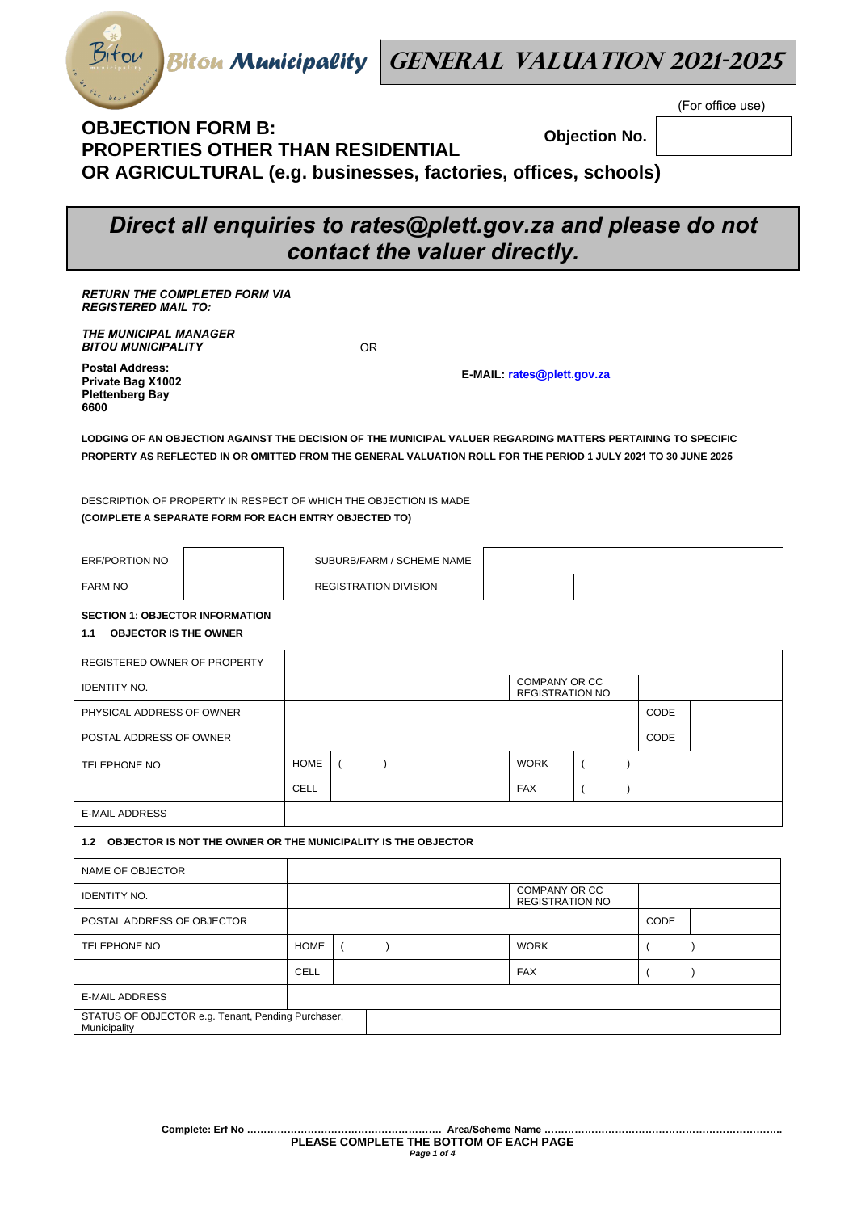Bitou Municipality

# GENERAL VALUATION 2021-2025

(For office use)

## OBJECTION FORM B: PROPERTIES OTHER THAN RESIDENTIAL OR AGRICULTURAL (e.g. businesses, factories, offices, schools)

**Objection No.**

***Direct all enquiries to rates@plett.gov.za and please do not contact the valuer directly.***

***RETURN THE COMPLETED FORM VIA REGISTERED MAIL TO:***

***THE MUNICIPAL MANAGER***
***BITOU MUNICIPALITY***

**Postal Address:**
**Private Bag X1002**
**Plettenberg Bay**
**6600**

OR

**E-MAIL: rates@plett.gov.za**

**LODGING OF AN OBJECTION AGAINST THE DECISION OF THE MUNICIPAL VALUER REGARDING MATTERS PERTAINING TO SPECIFIC PROPERTY AS REFLECTED IN OR OMITTED FROM THE GENERAL VALUATION ROLL FOR THE PERIOD 1 JULY 2021 TO 30 JUNE 2025**

DESCRIPTION OF PROPERTY IN RESPECT OF WHICH THE OBJECTION IS MADE
**(COMPLETE A SEPARATE FORM FOR EACH ENTRY OBJECTED TO)**

| ERF/PORTION NO | | SUBURB/FARM / SCHEME NAME | |
|---|---|---|---|
| FARM NO | | REGISTRATION DIVISION | |

**SECTION 1: OBJECTOR INFORMATION**

**1.1 OBJECTOR IS THE OWNER**

| REGISTERED OWNER OF PROPERTY | | | | | |
|---|---|---|---|---|---|
| IDENTITY NO. | | | COMPANY OR CC REGISTRATION NO | | |
| PHYSICAL ADDRESS OF OWNER | | | | CODE | |
| POSTAL ADDRESS OF OWNER | | | | CODE | |
| TELEPHONE NO | HOME | ( ) | WORK | ( ) | |
| | CELL | | FAX | ( ) | |
| E-MAIL ADDRESS | | | | | |

**1.2 OBJECTOR IS NOT THE OWNER OR THE MUNICIPALITY IS THE OBJECTOR**

| NAME OF OBJECTOR | | | | | |
|---|---|---|---|---|---|
| IDENTITY NO. | | | COMPANY OR CC REGISTRATION NO | | |
| POSTAL ADDRESS OF OBJECTOR | | | | CODE | |
| TELEPHONE NO | HOME | ( ) | WORK | ( ) | |
| | CELL | | FAX | ( ) | |
| E-MAIL ADDRESS | | | | | |
| STATUS OF OBJECTOR e.g. Tenant, Pending Purchaser, Municipality | | | | | |

**Complete: Erf No ………………………………………………… Area/Scheme Name ……………………………………………………………**

**PLEASE COMPLETE THE BOTTOM OF EACH PAGE**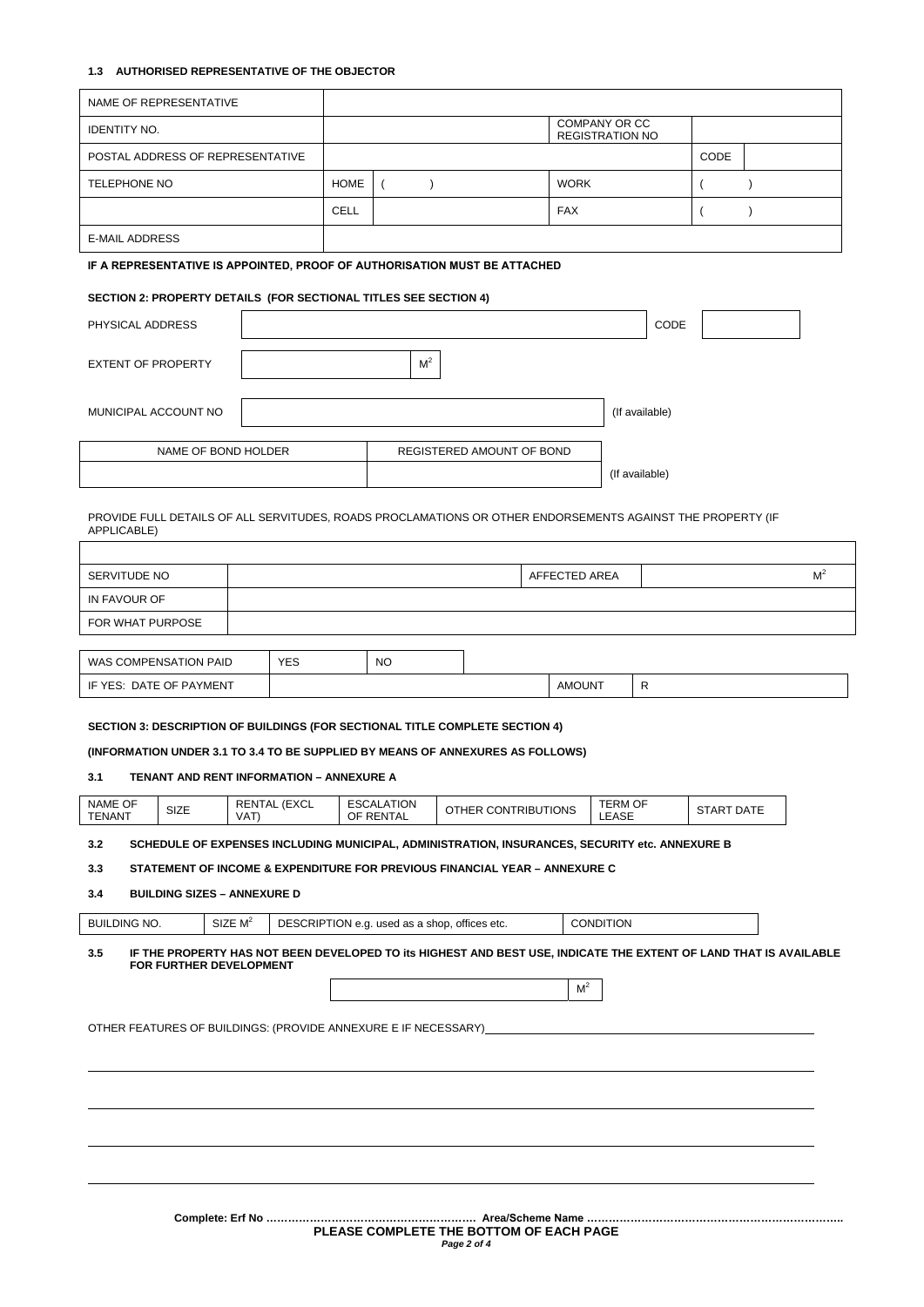### 1.3 AUTHORISED REPRESENTATIVE OF THE OBJECTOR

| NAME OF REPRESENTATIVE | | | | | |
|---|---|---|---|---|---|
| IDENTITY NO. | | | COMPANY OR CC REGISTRATION NO | | |
| POSTAL ADDRESS OF REPRESENTATIVE | | | | CODE | |
| TELEPHONE NO | HOME | (       ) | WORK | (       ) | |
| | CELL | | FAX | (       ) | |
| E-MAIL ADDRESS | | | | | |

**IF A REPRESENTATIVE IS APPOINTED, PROOF OF AUTHORISATION MUST BE ATTACHED**

### SECTION 2: PROPERTY DETAILS (FOR SECTIONAL TITLES SEE SECTION 4)

| PHYSICAL ADDRESS | | CODE | |
|---|---|---|---|
| EXTENT OF PROPERTY | $M^2$ | | |
| MUNICIPAL ACCOUNT NO | | (If available) | |

| NAME OF BOND HOLDER | REGISTERED AMOUNT OF BOND | |
|---|---|---|
| | | (If available) |

PROVIDE FULL DETAILS OF ALL SERVITUDES, ROADS PROCLAMATIONS OR OTHER ENDORSEMENTS AGAINST THE PROPERTY (IF APPLICABLE)

| | | | |
|---|---|---|---|
| SERVITUDE NO | | AFFECTED AREA | $M^2$ |
| IN FAVOUR OF | | | |
| FOR WHAT PURPOSE | | | |

| WAS COMPENSATION PAID | YES | NO | | |
|---|---|---|---|---|
| IF YES: DATE OF PAYMENT | | | AMOUNT | R |

### SECTION 3: DESCRIPTION OF BUILDINGS (FOR SECTIONAL TITLE COMPLETE SECTION 4)

**(INFORMATION UNDER 3.1 TO 3.4 TO BE SUPPLIED BY MEANS OF ANNEXURES AS FOLLOWS)**

**3.1 TENANT AND RENT INFORMATION – ANNEXURE A**

| NAME OF TENANT | SIZE | RENTAL (EXCL VAT) | ESCALATION OF RENTAL | OTHER CONTRIBUTIONS | TERM OF LEASE | START DATE |
|---|---|---|---|---|---|---|

**3.2 SCHEDULE OF EXPENSES INCLUDING MUNICIPAL, ADMINISTRATION, INSURANCES, SECURITY etc. ANNEXURE B**

**3.3 STATEMENT OF INCOME & EXPENDITURE FOR PREVIOUS FINANCIAL YEAR – ANNEXURE C**

**3.4 BUILDING SIZES – ANNEXURE D**

| BUILDING NO. | SIZE $M^2$ | DESCRIPTION e.g. used as a shop, offices etc. | CONDITION |
|---|---|---|---|

**3.5 IF THE PROPERTY HAS NOT BEEN DEVELOPED TO its HIGHEST AND BEST USE, INDICATE THE EXTENT OF LAND THAT IS AVAILABLE FOR FURTHER DEVELOPMENT**

| | $M^2$ |
|---|---|

OTHER FEATURES OF BUILDINGS: (PROVIDE ANNEXURE E IF NECESSARY)\_\_\_\_\_\_\_\_\_\_\_\_\_\_\_\_\_\_\_\_\_\_\_\_\_\_\_\_\_\_\_\_\_\_\_\_\_\_\_\_

\_\_\_\_\_\_\_\_\_\_\_\_\_\_\_\_\_\_\_\_\_\_\_\_\_\_\_\_\_\_\_\_\_\_\_\_\_\_\_\_\_\_\_\_\_\_\_\_\_\_\_\_\_\_\_\_\_\_\_\_\_\_\_\_\_\_\_\_\_\_\_\_\_\_\_\_\_\_

\_\_\_\_\_\_\_\_\_\_\_\_\_\_\_\_\_\_\_\_\_\_\_\_\_\_\_\_\_\_\_\_\_\_\_\_\_\_\_\_\_\_\_\_\_\_\_\_\_\_\_\_\_\_\_\_\_\_\_\_\_\_\_\_\_\_\_\_\_\_\_\_\_\_\_\_\_\_

\_\_\_\_\_\_\_\_\_\_\_\_\_\_\_\_\_\_\_\_\_\_\_\_\_\_\_\_\_\_\_\_\_\_\_\_\_\_\_\_\_\_\_\_\_\_\_\_\_\_\_\_\_\_\_\_\_\_\_\_\_\_\_\_\_\_\_\_\_\_\_\_\_\_\_\_\_\_

\_\_\_\_\_\_\_\_\_\_\_\_\_\_\_\_\_\_\_\_\_\_\_\_\_\_\_\_\_\_\_\_\_\_\_\_\_\_\_\_\_\_\_\_\_\_\_\_\_\_\_\_\_\_\_\_\_\_\_\_\_\_\_\_\_\_\_\_\_\_\_\_\_\_\_\_\_\_

**Complete: Erf No …………………………………………………. Area/Scheme Name ……………………………………………………………..**

**PLEASE COMPLETE THE BOTTOM OF EACH PAGE**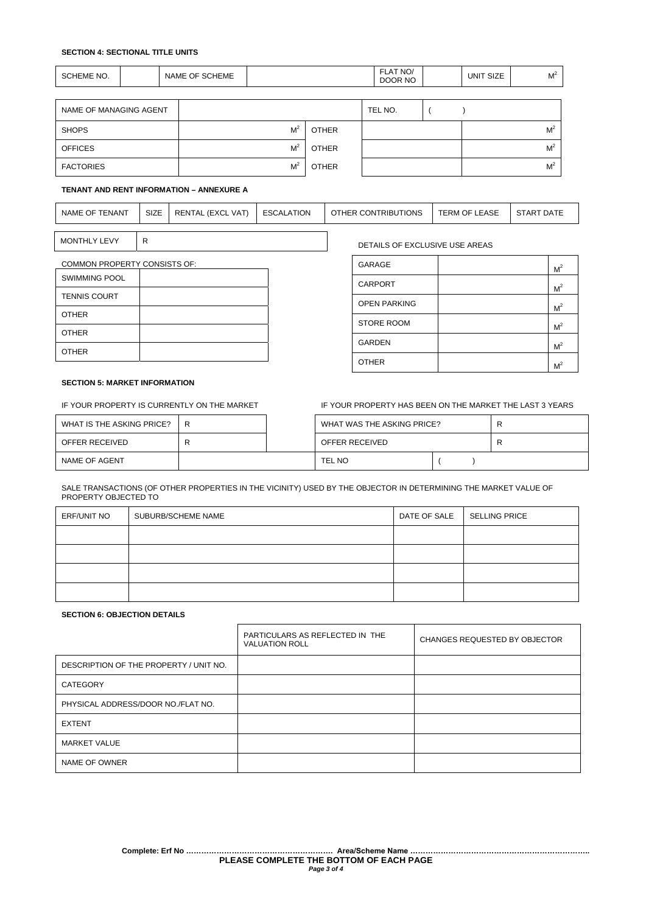**SECTION 4: SECTIONAL TITLE UNITS**

| SCHEME NO. | | NAME OF SCHEME | | FLAT NO/ DOOR NO | | UNIT SIZE | $M^2$ |
|---|---|---|---|---|---|---|---|

| NAME OF MANAGING AGENT | | | TEL NO. | ( ) | |
|---|---|---|---|---|---|
| SHOPS | $M^2$ | OTHER | | | $M^2$ |
| OFFICES | $M^2$ | OTHER | | | $M^2$ |
| FACTORIES | $M^2$ | OTHER | | | $M^2$ |

**TENANT AND RENT INFORMATION – ANNEXURE A**

| NAME OF TENANT | SIZE | RENTAL (EXCL VAT) | ESCALATION | OTHER CONTRIBUTIONS | TERM OF LEASE | START DATE |
|---|---|---|---|---|---|---|

| MONTHLY LEVY | R |
|---|---|

COMMON PROPERTY CONSISTS OF:

| SWIMMING POOL | |
|---|---|
| TENNIS COURT | |
| OTHER | |
| OTHER | |
| OTHER | |

DETAILS OF EXCLUSIVE USE AREAS

| GARAGE | | $M^2$ |
|---|---|---|
| CARPORT | | $M^2$ |
| OPEN PARKING | | $M^2$ |
| STORE ROOM | | $M^2$ |
| GARDEN | | $M^2$ |
| OTHER | | $M^2$ |

**SECTION 5: MARKET INFORMATION**

IF YOUR PROPERTY IS CURRENTLY ON THE MARKET

| WHAT IS THE ASKING PRICE? | R |
|---|---|
| OFFER RECEIVED | R |
| NAME OF AGENT | |

IF YOUR PROPERTY HAS BEEN ON THE MARKET THE LAST 3 YEARS

| WHAT WAS THE ASKING PRICE? | | R |
|---|---|---|
| OFFER RECEIVED | | R |
| TEL NO | ( ) | |

SALE TRANSACTIONS (OF OTHER PROPERTIES IN THE VICINITY) USED BY THE OBJECTOR IN DETERMINING THE MARKET VALUE OF PROPERTY OBJECTED TO

| ERF/UNIT NO | SUBURB/SCHEME NAME | DATE OF SALE | SELLING PRICE |
|---|---|---|---|
| | | | |
| | | | |
| | | | |
| | | | |

**SECTION 6: OBJECTION DETAILS**

| | PARTICULARS AS REFLECTED IN THE VALUATION ROLL | CHANGES REQUESTED BY OBJECTOR |
|---|---|---|
| DESCRIPTION OF THE PROPERTY / UNIT NO. | | |
| CATEGORY | | |
| PHYSICAL ADDRESS/DOOR NO./FLAT NO. | | |
| EXTENT | | |
| MARKET VALUE | | |
| NAME OF OWNER | | |

**Complete: Erf No ………………………………………………… Area/Scheme Name ……………………………………………………………**

**PLEASE COMPLETE THE BOTTOM OF EACH PAGE**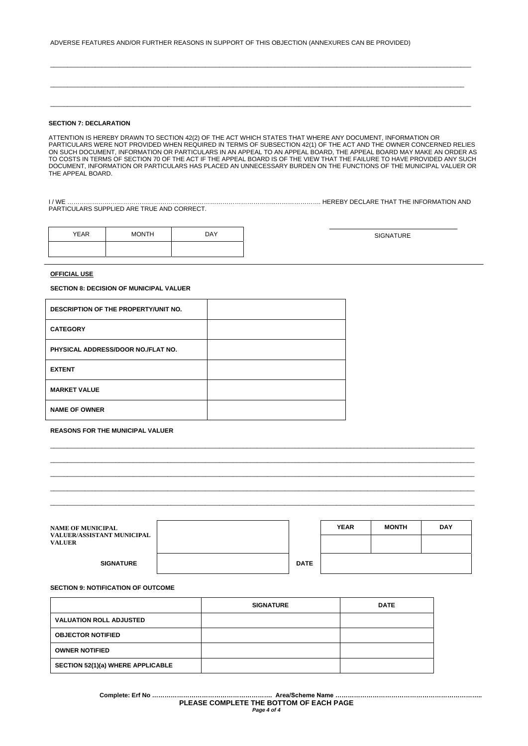ADVERSE FEATURES AND/OR FURTHER REASONS IN SUPPORT OF THIS OBJECTION (ANNEXURES CAN BE PROVIDED)

______________________________________________________________________________

______________________________________________________________________________

______________________________________________________________________________

**SECTION 7: DECLARATION**

ATTENTION IS HEREBY DRAWN TO SECTION 42(2) OF THE ACT WHICH STATES THAT WHERE ANY DOCUMENT, INFORMATION OR PARTICULARS WERE NOT PROVIDED WHEN REQUIRED IN TERMS OF SUBSECTION 42(1) OF THE ACT AND THE OWNER CONCERNED RELIES ON SUCH DOCUMENT, INFORMATION OR PARTICULARS IN AN APPEAL TO AN APPEAL BOARD, THE APPEAL BOARD MAY MAKE AN ORDER AS TO COSTS IN TERMS OF SECTION 70 OF THE ACT IF THE APPEAL BOARD IS OF THE VIEW THAT THE FAILURE TO HAVE PROVIDED ANY SUCH DOCUMENT, INFORMATION OR PARTICULARS HAS PLACED AN UNNECESSARY BURDEN ON THE FUNCTIONS OF THE MUNICIPAL VALUER OR THE APPEAL BOARD.

I / WE …………………………………………………………………………………………………….. HEREBY DECLARE THAT THE INFORMATION AND PARTICULARS SUPPLIED ARE TRUE AND CORRECT.

| YEAR | MONTH | DAY |
| --- | --- | --- |
| | | |

______________________________
SIGNATURE

**OFFICIAL USE**

**SECTION 8: DECISION OF MUNICIPAL VALUER**

| | |
| --- | --- |
| **DESCRIPTION OF THE PROPERTY/UNIT NO.** | |
| **CATEGORY** | |
| **PHYSICAL ADDRESS/DOOR NO./FLAT NO.** | |
| **EXTENT** | |
| **MARKET VALUE** | |
| **NAME OF OWNER** | |

**REASONS FOR THE MUNICIPAL VALUER**

______________________________________________________________________________

______________________________________________________________________________

______________________________________________________________________________

______________________________________________________________________________

______________________________________________________________________________

| | | | YEAR | MONTH | DAY |
| --- | --- | --- | --- | --- | --- |
| **NAME OF MUNICIPAL VALUER/ASSISTANT MUNICIPAL VALUER** | | | | | |
| **SIGNATURE** | | **DATE** | | | |

**SECTION 9: NOTIFICATION OF OUTCOME**

| | **SIGNATURE** | **DATE** |
| --- | --- | --- |
| **VALUATION ROLL ADJUSTED** | | |
| **OBJECTOR NOTIFIED** | | |
| **OWNER NOTIFIED** | | |
| **SECTION 52(1)(a) WHERE APPLICABLE** | | |

**Complete: Erf No ………………………………………………… Area/Scheme Name ……………………………………………………………..**

**PLEASE COMPLETE THE BOTTOM OF EACH PAGE**